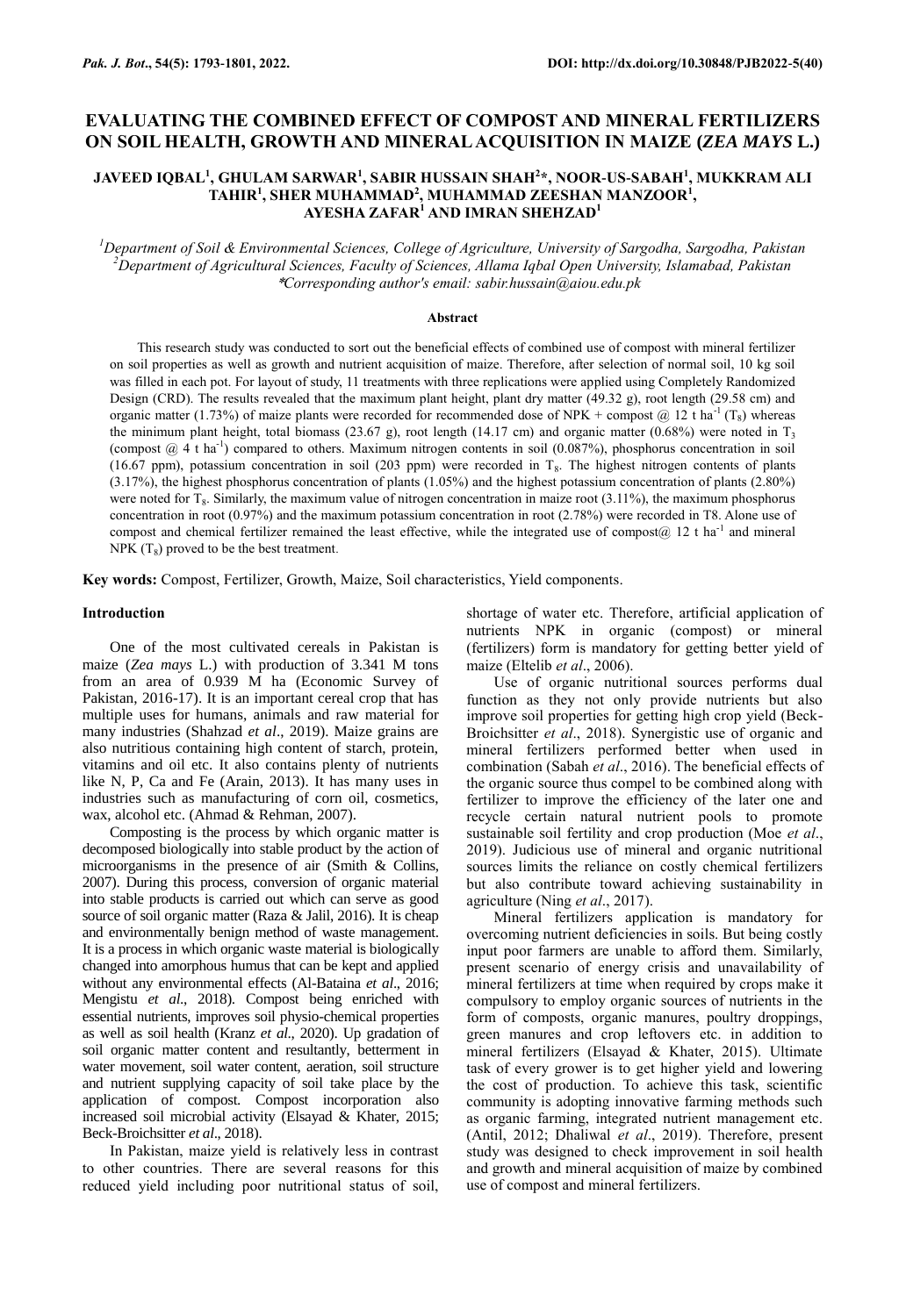# EVALUATING THE COMBINED EFFECT OF COMPOST AND MINERAL FERTILIZERS ON SOIL HEALTH, GROWTH AND MINERAL ACQUISITION IN MAIZE (*ZEA MAYS* L.)

**JAVEED IQBAL[1], GHULAM SARWAR[1], SABIR HUSSAIN SHAH[2]*, NOOR-US-SABAH[1], MUKKRAM ALI TAHIR[1], SHER MUHAMMAD[2], MUHAMMAD ZEESHAN MANZOOR[1], AYESHA ZAFAR[1] AND IMRAN SHEHZAD[1]**

*[1]Department of Soil & Environmental Sciences, College of Agriculture, University of Sargodha, Sargodha, Pakistan*
*[2]Department of Agricultural Sciences, Faculty of Sciences, Allama Iqbal Open University, Islamabad, Pakistan*
**Corresponding author's email: sabir.hussain@aiou.edu.pk*

## Abstract

This research study was conducted to sort out the beneficial effects of combined use of compost with mineral fertilizer on soil properties as well as growth and nutrient acquisition of maize. Therefore, after selection of normal soil, 10 kg soil was filled in each pot. For layout of study, 11 treatments with three replications were applied using Completely Randomized Design (CRD). The results revealed that the maximum plant height, plant dry matter (49.32 g), root length (29.58 cm) and organic matter (1.73%) of maize plants were recorded for recommended dose of NPK + compost @ 12 t ha$^{-1}$ ($T_8$) whereas the minimum plant height, total biomass (23.67 g), root length (14.17 cm) and organic matter (0.68%) were noted in $T_3$ (compost @ 4 t ha$^{-1}$) compared to others. Maximum nitrogen contents in soil (0.087%), phosphorus concentration in soil (16.67 ppm), potassium concentration in soil (203 ppm) were recorded in $T_8$. The highest nitrogen contents of plants (3.17%), the highest phosphorus concentration of plants (1.05%) and the highest potassium concentration of plants (2.80%) were noted for $T_8$. Similarly, the maximum value of nitrogen concentration in maize root (3.11%), the maximum phosphorus concentration in root (0.97%) and the maximum potassium concentration in root (2.78%) were recorded in T8. Alone use of compost and chemical fertilizer remained the least effective, while the integrated use of compost@ 12 t ha$^{-1}$ and mineral NPK ($T_8$) proved to be the best treatment.

**Key words:** Compost, Fertilizer, Growth, Maize, Soil characteristics, Yield components.

## Introduction

One of the most cultivated cereals in Pakistan is maize (*Zea mays* L.) with production of 3.341 M tons from an area of 0.939 M ha (Economic Survey of Pakistan, 2016-17). It is an important cereal crop that has multiple uses for humans, animals and raw material for many industries (Shahzad *et al*., 2019). Maize grains are also nutritious containing high content of starch, protein, vitamins and oil etc. It also contains plenty of nutrients like N, P, Ca and Fe (Arain, 2013). It has many uses in industries such as manufacturing of corn oil, cosmetics, wax, alcohol etc. (Ahmad & Rehman, 2007).

Composting is the process by which organic matter is decomposed biologically into stable product by the action of microorganisms in the presence of air (Smith & Collins, 2007). During this process, conversion of organic material into stable products is carried out which can serve as good source of soil organic matter (Raza & Jalil, 2016). It is cheap and environmentally benign method of waste management. It is a process in which organic waste material is biologically changed into amorphous humus that can be kept and applied without any environmental effects (Al-Bataina *et al*., 2016; Mengistu *et al*., 2018). Compost being enriched with essential nutrients, improves soil physio-chemical properties as well as soil health (Kranz *et al*., 2020). Up gradation of soil organic matter content and resultantly, betterment in water movement, soil water content, aeration, soil structure and nutrient supplying capacity of soil take place by the application of compost. Compost incorporation also increased soil microbial activity (Elsayad & Khater, 2015; Beck-Broichsitter *et al*., 2018).

In Pakistan, maize yield is relatively less in contrast to other countries. There are several reasons for this reduced yield including poor nutritional status of soil, shortage of water etc. Therefore, artificial application of nutrients NPK in organic (compost) or mineral (fertilizers) form is mandatory for getting better yield of maize (Eltelib *et al*., 2006).

Use of organic nutritional sources performs dual function as they not only provide nutrients but also improve soil properties for getting high crop yield (Beck-Broichsitter *et al*., 2018). Synergistic use of organic and mineral fertilizers performed better when used in combination (Sabah *et al*., 2016). The beneficial effects of the organic source thus compel to be combined along with fertilizer to improve the efficiency of the later one and recycle certain natural nutrient pools to promote sustainable soil fertility and crop production (Moe *et al*., 2019). Judicious use of mineral and organic nutritional sources limits the reliance on costly chemical fertilizers but also contribute toward achieving sustainability in agriculture (Ning *et al*., 2017).

Mineral fertilizers application is mandatory for overcoming nutrient deficiencies in soils. But being costly input poor farmers are unable to afford them. Similarly, present scenario of energy crisis and unavailability of mineral fertilizers at time when required by crops make it compulsory to employ organic sources of nutrients in the form of composts, organic manures, poultry droppings, green manures and crop leftovers etc. in addition to mineral fertilizers (Elsayad & Khater, 2015). Ultimate task of every grower is to get higher yield and lowering the cost of production. To achieve this task, scientific community is adopting innovative farming methods such as organic farming, integrated nutrient management etc. (Antil, 2012; Dhaliwal *et al*., 2019). Therefore, present study was designed to check improvement in soil health and growth and mineral acquisition of maize by combined use of compost and mineral fertilizers.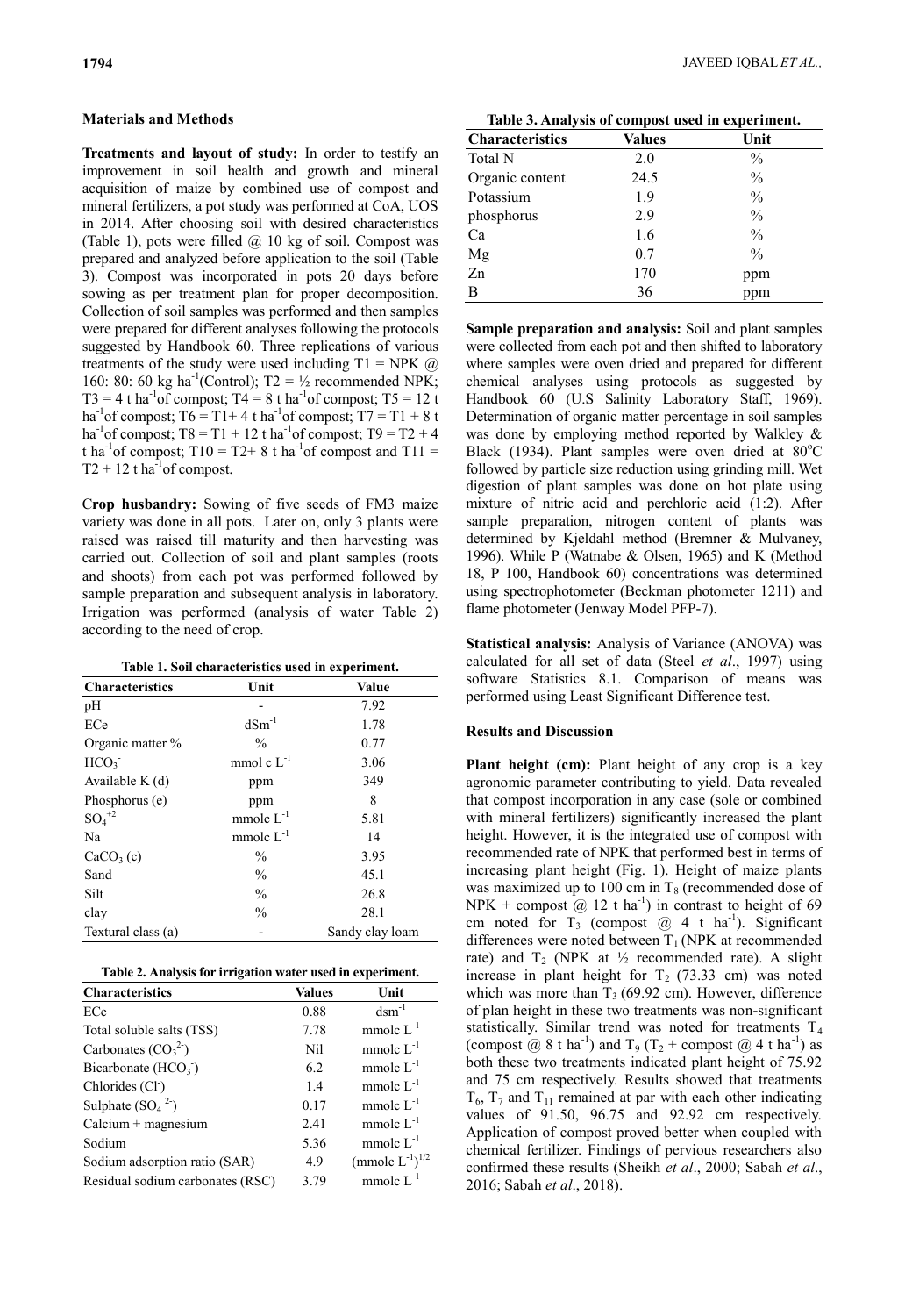**Materials and Methods**

**Treatments and layout of study:** In order to testify an improvement in soil health and growth and mineral acquisition of maize by combined use of compost and mineral fertilizers, a pot study was performed at CoA, UOS in 2014. After choosing soil with desired characteristics (Table 1), pots were filled @ 10 kg of soil. Compost was prepared and analyzed before application to the soil (Table 3). Compost was incorporated in pots 20 days before sowing as per treatment plan for proper decomposition. Collection of soil samples was performed and then samples were prepared for different analyses following the protocols suggested by Handbook 60. Three replications of various treatments of the study were used including T1 = NPK @ 160: 80: 60 kg $ha^{-1}$(Control); T2 = ½ recommended NPK; T3 = 4 t $ha^{-1}$of compost; T4 = 8 t $ha^{-1}$of compost; T5 = 12 t $ha^{-1}$of compost; T6 = T1+ 4 t $ha^{-1}$of compost; T7 = T1 + 8 t $ha^{-1}$of compost; T8 = T1 + 12 t $ha^{-1}$of compost; T9 = T2 + 4 t $ha^{-1}$of compost; T10 = T2+ 8 t $ha^{-1}$of compost and T11 = T2 + 12 t $ha^{-1}$of compost.

**Crop husbandry:** Sowing of five seeds of FM3 maize variety was done in all pots. Later on, only 3 plants were raised was raised till maturity and then harvesting was carried out. Collection of soil and plant samples (roots and shoots) from each pot was performed followed by sample preparation and subsequent analysis in laboratory. Irrigation was performed (analysis of water Table 2) according to the need of crop.

**Table 1. Soil characteristics used in experiment.**

| Characteristics | Unit | Value |
|---|---|---|
| pH | - | 7.92 |
| ECe | $dSm^{-1}$ | 1.78 |
| Organic matter % | % | 0.77 |
| $HCO_3^-$ | mmol c $L^{-1}$ | 3.06 |
| Available K (d) | ppm | 349 |
| Phosphorus (e) | ppm | 8 |
| $SO_4^{+2}$ | mmolc $L^{-1}$ | 5.81 |
| Na | mmolc $L^{-1}$ | 14 |
| $CaCO_3$ (c) | % | 3.95 |
| Sand | % | 45.1 |
| Silt | % | 26.8 |
| clay | % | 28.1 |
| Textural class (a) | - | Sandy clay loam |

**Table 2. Analysis for irrigation water used in experiment.**

| Characteristics | Values | Unit |
|---|---|---|
| ECe | 0.88 | $dsm^{-1}$ |
| Total soluble salts (TSS) | 7.78 | mmolc $L^{-1}$ |
| Carbonates ($CO_3^{2-}$) | Nil | mmolc $L^{-1}$ |
| Bicarbonate ($HCO_3^-$) | 6.2 | mmolc $L^{-1}$ |
| Chlorides ($Cl^-$) | 1.4 | mmolc $L^{-1}$ |
| Sulphate ($SO_4^{2-}$) | 0.17 | mmolc $L^{-1}$ |
| Calcium + magnesium | 2.41 | mmolc $L^{-1}$ |
| Sodium | 5.36 | mmolc $L^{-1}$ |
| Sodium adsorption ratio (SAR) | 4.9 | $(mmolc\ L^{-1})^{1/2}$ |
| Residual sodium carbonates (RSC) | 3.79 | mmolc $L^{-1}$ |

**Table 3. Analysis of compost used in experiment.**

| Characteristics | Values | Unit |
|---|---|---|
| Total N | 2.0 | % |
| Organic content | 24.5 | % |
| Potassium | 1.9 | % |
| phosphorus | 2.9 | % |
| Ca | 1.6 | % |
| Mg | 0.7 | % |
| Zn | 170 | ppm |
| B | 36 | ppm |

**Sample preparation and analysis:** Soil and plant samples were collected from each pot and then shifted to laboratory where samples were oven dried and prepared for different chemical analyses using protocols as suggested by Handbook 60 (U.S Salinity Laboratory Staff, 1969). Determination of organic matter percentage in soil samples was done by employing method reported by Walkley & Black (1934). Plant samples were oven dried at 80°C followed by particle size reduction using grinding mill. Wet digestion of plant samples was done on hot plate using mixture of nitric acid and perchloric acid (1:2). After sample preparation, nitrogen content of plants was determined by Kjeldahl method (Bremner & Mulvaney, 1996). While P (Watnabe & Olsen, 1965) and K (Method 18, P 100, Handbook 60) concentrations was determined using spectrophotometer (Beckman photometer 1211) and flame photometer (Jenway Model PFP-7).

**Statistical analysis:** Analysis of Variance (ANOVA) was calculated for all set of data (Steel *et al*., 1997) using software Statistics 8.1. Comparison of means was performed using Least Significant Difference test.

**Results and Discussion**

**Plant height (cm):** Plant height of any crop is a key agronomic parameter contributing to yield. Data revealed that compost incorporation in any case (sole or combined with mineral fertilizers) significantly increased the plant height. However, it is the integrated use of compost with recommended rate of NPK that performed best in terms of increasing plant height (Fig. 1). Height of maize plants was maximized up to 100 cm in $T_8$ (recommended dose of NPK + compost @ 12 t $ha^{-1}$) in contrast to height of 69 cm noted for $T_3$ (compost @ 4 t $ha^{-1}$). Significant differences were noted between $T_1$ (NPK at recommended rate) and $T_2$ (NPK at ½ recommended rate). A slight increase in plant height for $T_2$ (73.33 cm) was noted which was more than $T_3$ (69.92 cm). However, difference of plan height in these two treatments was non-significant statistically. Similar trend was noted for treatments $T_4$ (compost @ 8 t $ha^{-1}$) and $T_9$ ($T_2$ + compost @ 4 t $ha^{-1}$) as both these two treatments indicated plant height of 75.92 and 75 cm respectively. Results showed that treatments $T_6$, $T_7$ and $T_{11}$ remained at par with each other indicating values of 91.50, 96.75 and 92.92 cm respectively. Application of compost proved better when coupled with chemical fertilizer. Findings of pervious researchers also confirmed these results (Sheikh *et al*., 2000; Sabah *et al*., 2016; Sabah *et al*., 2018).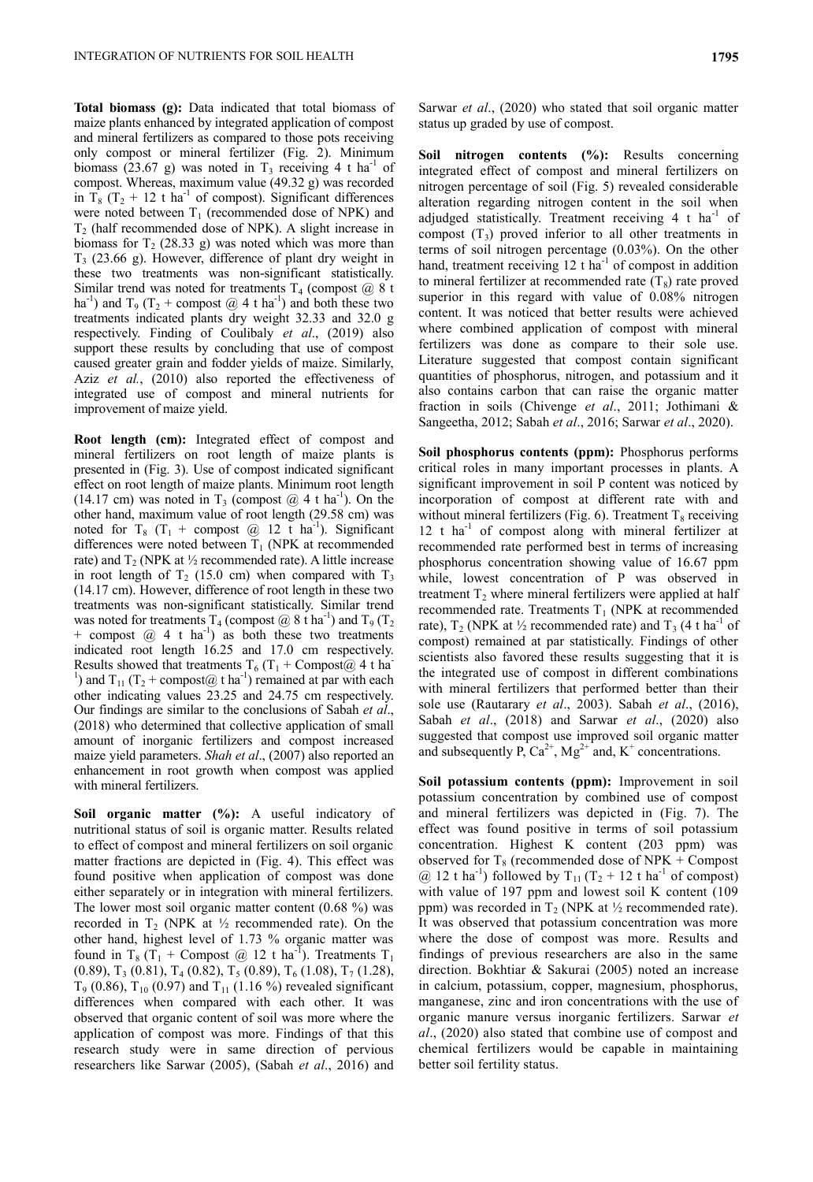**Total biomass (g):** Data indicated that total biomass of maize plants enhanced by integrated application of compost and mineral fertilizers as compared to those pots receiving only compost or mineral fertilizer (Fig. 2). Minimum biomass (23.67 g) was noted in $T_3$ receiving 4 t ha$^{-1}$ of compost. Whereas, maximum value (49.32 g) was recorded in $T_8$ ($T_2$ + 12 t ha$^{-1}$ of compost). Significant differences were noted between $T_1$ (recommended dose of NPK) and $T_2$ (half recommended dose of NPK). A slight increase in biomass for $T_2$ (28.33 g) was noted which was more than $T_3$ (23.66 g). However, difference of plant dry weight in these two treatments was non-significant statistically. Similar trend was noted for treatments $T_4$ (compost @ 8 t ha$^{-1}$) and $T_9$ ($T_2$ + compost @ 4 t ha$^{-1}$) and both these two treatments indicated plants dry weight 32.33 and 32.0 g respectively. Finding of Coulibaly *et al*., (2019) also support these results by concluding that use of compost caused greater grain and fodder yields of maize. Similarly, Aziz *et al.*, (2010) also reported the effectiveness of integrated use of compost and mineral nutrients for improvement of maize yield.

**Root length (cm):** Integrated effect of compost and mineral fertilizers on root length of maize plants is presented in (Fig. 3). Use of compost indicated significant effect on root length of maize plants. Minimum root length (14.17 cm) was noted in $T_3$ (compost @ 4 t ha$^{-1}$). On the other hand, maximum value of root length (29.58 cm) was noted for $T_8$ ($T_1$ + compost @ 12 t ha$^{-1}$). Significant differences were noted between $T_1$ (NPK at recommended rate) and $T_2$ (NPK at ½ recommended rate). A little increase in root length of $T_2$ (15.0 cm) when compared with $T_3$ (14.17 cm). However, difference of root length in these two treatments was non-significant statistically. Similar trend was noted for treatments $T_4$ (compost @ 8 t ha$^{-1}$) and $T_9$ ($T_2$ + compost @ 4 t ha$^{-1}$) as both these two treatments indicated root length 16.25 and 17.0 cm respectively. Results showed that treatments $T_6$ ($T_1$ + Compost@ 4 t ha$^{-1}$) and $T_{11}$ ($T_2$ + compost@ t ha$^{-1}$) remained at par with each other indicating values 23.25 and 24.75 cm respectively. Our findings are similar to the conclusions of Sabah *et al*., (2018) who determined that collective application of small amount of inorganic fertilizers and compost increased maize yield parameters. *Shah et al*., (2007) also reported an enhancement in root growth when compost was applied with mineral fertilizers.

**Soil organic matter (%):** A useful indicatory of nutritional status of soil is organic matter. Results related to effect of compost and mineral fertilizers on soil organic matter fractions are depicted in (Fig. 4). This effect was found positive when application of compost was done either separately or in integration with mineral fertilizers. The lower most soil organic matter content (0.68 %) was recorded in $T_2$ (NPK at ½ recommended rate). On the other hand, highest level of 1.73 % organic matter was found in $T_8$ ($T_1$ + Compost @ 12 t ha$^{-1}$). Treatments $T_1$ (0.89), $T_3$ (0.81), $T_4$ (0.82), $T_5$ (0.89), $T_6$ (1.08), $T_7$ (1.28), $T_9$ (0.86), $T_{10}$ (0.97) and $T_{11}$ (1.16 %) revealed significant differences when compared with each other. It was observed that organic content of soil was more where the application of compost was more. Findings of that this research study were in same direction of pervious researchers like Sarwar (2005), (Sabah *et al*., 2016) and Sarwar *et al*., (2020) who stated that soil organic matter status up graded by use of compost.

**Soil nitrogen contents (%):** Results concerning integrated effect of compost and mineral fertilizers on nitrogen percentage of soil (Fig. 5) revealed considerable alteration regarding nitrogen content in the soil when adjudged statistically. Treatment receiving 4 t ha$^{-1}$ of compost ($T_3$) proved inferior to all other treatments in terms of soil nitrogen percentage (0.03%). On the other hand, treatment receiving 12 t ha$^{-1}$ of compost in addition to mineral fertilizer at recommended rate ($T_8$) rate proved superior in this regard with value of 0.08% nitrogen content. It was noticed that better results were achieved where combined application of compost with mineral fertilizers was done as compare to their sole use. Literature suggested that compost contain significant quantities of phosphorus, nitrogen, and potassium and it also contains carbon that can raise the organic matter fraction in soils (Chivenge *et al*., 2011; Jothimani & Sangeetha, 2012; Sabah *et al*., 2016; Sarwar *et al*., 2020).

**Soil phosphorus contents (ppm):** Phosphorus performs critical roles in many important processes in plants. A significant improvement in soil P content was noticed by incorporation of compost at different rate with and without mineral fertilizers (Fig. 6). Treatment $T_8$ receiving 12 t ha$^{-1}$ of compost along with mineral fertilizer at recommended rate performed best in terms of increasing phosphorus concentration showing value of 16.67 ppm while, lowest concentration of P was observed in treatment $T_2$ where mineral fertilizers were applied at half recommended rate. Treatments $T_1$ (NPK at recommended rate), $T_2$ (NPK at ½ recommended rate) and $T_3$ (4 t ha$^{-1}$ of compost) remained at par statistically. Findings of other scientists also favored these results suggesting that it is the integrated use of compost in different combinations with mineral fertilizers that performed better than their sole use (Rautarary *et al*., 2003). Sabah *et al*., (2016), Sabah *et al*., (2018) and Sarwar *et al*., (2020) also suggested that compost use improved soil organic matter and subsequently P, $Ca^{2+}$, $Mg^{2+}$ and, $K^+$ concentrations.

**Soil potassium contents (ppm):** Improvement in soil potassium concentration by combined use of compost and mineral fertilizers was depicted in (Fig. 7). The effect was found positive in terms of soil potassium concentration. Highest K content (203 ppm) was observed for $T_8$ (recommended dose of NPK + Compost @ 12 t ha$^{-1}$) followed by $T_{11}$ ($T_2$ + 12 t ha$^{-1}$ of compost) with value of 197 ppm and lowest soil K content (109 ppm) was recorded in $T_2$ (NPK at ½ recommended rate). It was observed that potassium concentration was more where the dose of compost was more. Results and findings of previous researchers are also in the same direction. Bokhtiar & Sakurai (2005) noted an increase in calcium, potassium, copper, magnesium, phosphorus, manganese, zinc and iron concentrations with the use of organic manure versus inorganic fertilizers. Sarwar *et al*., (2020) also stated that combine use of compost and chemical fertilizers would be capable in maintaining better soil fertility status.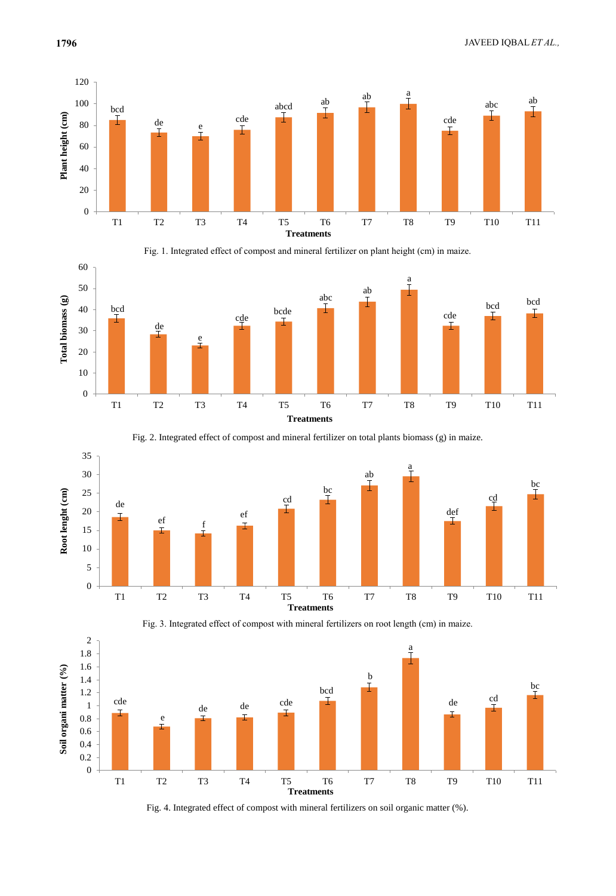Fig. 1. Integrated effect of compost and mineral fertilizer on plant height (cm) in maize.

Fig. 2. Integrated effect of compost and mineral fertilizer on total plants biomass (g) in maize.

Fig. 3. Integrated effect of compost with mineral fertilizers on root length (cm) in maize.

Fig. 4. Integrated effect of compost with mineral fertilizers on soil organic matter (%).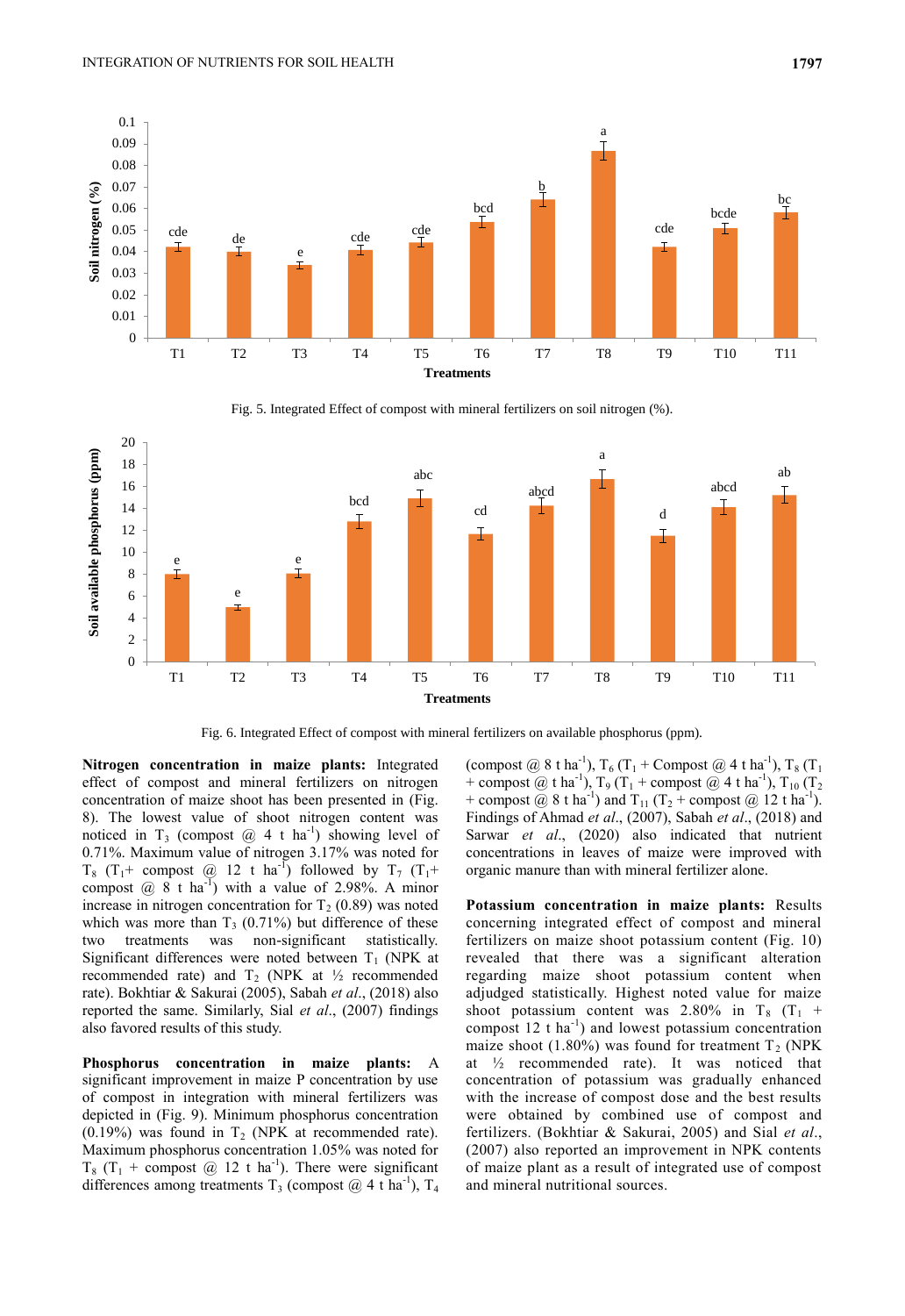Fig. 5. Integrated Effect of compost with mineral fertilizers on soil nitrogen (%).

Fig. 6. Integrated Effect of compost with mineral fertilizers on available phosphorus (ppm).

**Nitrogen concentration in maize plants:** Integrated effect of compost and mineral fertilizers on nitrogen concentration of maize shoot has been presented in (Fig. 8). The lowest value of shoot nitrogen content was noticed in $T_3$ (compost @ 4 t $ha^{-1}$) showing level of 0.71%. Maximum value of nitrogen 3.17% was noted for $T_8$ ($T_1$+ compost @ 12 t $ha^{-1}$) followed by $T_7$ ($T_1$+ compost @ 8 t $ha^{-1}$) with a value of 2.98%. A minor increase in nitrogen concentration for $T_2$ (0.89) was noted which was more than $T_3$ (0.71%) but difference of these two treatments was non-significant statistically. Significant differences were noted between $T_1$ (NPK at recommended rate) and $T_2$ (NPK at ½ recommended rate). Bokhtiar & Sakurai (2005), Sabah *et al*., (2018) also reported the same. Similarly, Sial *et al*., (2007) findings also favored results of this study.

**Phosphorus concentration in maize plants:** A significant improvement in maize P concentration by use of compost in integration with mineral fertilizers was depicted in (Fig. 9). Minimum phosphorus concentration (0.19%) was found in $T_2$ (NPK at recommended rate). Maximum phosphorus concentration 1.05% was noted for $T_8$ ($T_1$ + compost @ 12 t $ha^{-1}$). There were significant differences among treatments $T_3$ (compost @ 4 t $ha^{-1}$), $T_4$ (compost @ 8 t $ha^{-1}$), $T_6$ ($T_1$ + Compost @ 4 t $ha^{-1}$), $T_8$ ($T_1$ + compost @ t $ha^{-1}$), $T_9$ ($T_1$ + compost @ 4 t $ha^{-1}$), $T_{10}$ ($T_2$ + compost @ 8 t $ha^{-1}$) and $T_{11}$ ($T_2$ + compost @ 12 t $ha^{-1}$). Findings of Ahmad *et al*., (2007), Sabah *et al*., (2018) and Sarwar *et al*., (2020) also indicated that nutrient concentrations in leaves of maize were improved with organic manure than with mineral fertilizer alone.

**Potassium concentration in maize plants:** Results concerning integrated effect of compost and mineral fertilizers on maize shoot potassium content (Fig. 10) revealed that there was a significant alteration regarding maize shoot potassium content when adjudged statistically. Highest noted value for maize shoot potassium content was 2.80% in $T_8$ ($T_1$ + compost 12 t $ha^{-1}$) and lowest potassium concentration maize shoot (1.80%) was found for treatment $T_2$ (NPK at ½ recommended rate). It was noticed that concentration of potassium was gradually enhanced with the increase of compost dose and the best results were obtained by combined use of compost and fertilizers. (Bokhtiar & Sakurai, 2005) and Sial *et al*., (2007) also reported an improvement in NPK contents of maize plant as a result of integrated use of compost and mineral nutritional sources.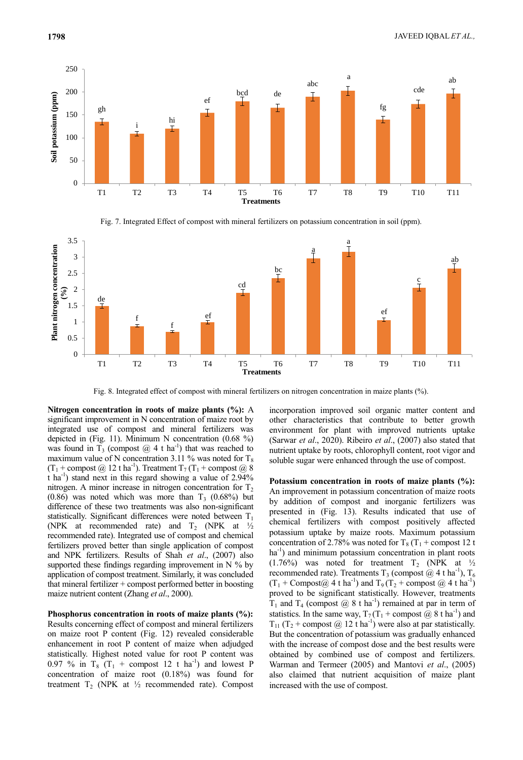Fig. 7. Integrated Effect of compost with mineral fertilizers on potassium concentration in soil (ppm).

Fig. 8. Integrated effect of compost with mineral fertilizers on nitrogen concentration in maize plants (%).

**Nitrogen concentration in roots of maize plants (%):** A significant improvement in N concentration of maize root by integrated use of compost and mineral fertilizers was depicted in (Fig. 11). Minimum N concentration (0.68 %) was found in $T_3$ (compost @ 4 t ha$^{-1}$) that was reached to maximum value of N concentration 3.11 % was noted for $T_8$ ($T_1$ + compost @ 12 t ha$^{-1}$). Treatment $T_7$ ($T_1$ + compost @ 8 t ha$^{-1}$) stand next in this regard showing a value of 2.94% nitrogen. A minor increase in nitrogen concentration for $T_2$ (0.86) was noted which was more than $T_3$ (0.68%) but difference of these two treatments was also non-significant statistically. Significant differences were noted between $T_1$ (NPK at recommended rate) and $T_2$ (NPK at ½ recommended rate). Integrated use of compost and chemical fertilizers proved better than single application of compost and NPK fertilizers. Results of Shah *et al*., (2007) also supported these findings regarding improvement in N % by application of compost treatment. Similarly, it was concluded that mineral fertilizer + compost performed better in boosting maize nutrient content (Zhang *et al*., 2000).

**Phosphorus concentration in roots of maize plants (%):** Results concerning effect of compost and mineral fertilizers on maize root P content (Fig. 12) revealed considerable enhancement in root P content of maize when adjudged statistically. Highest noted value for root P content was 0.97 % in $T_8$ ($T_1$ + compost 12 t ha$^{-1}$) and lowest P concentration of maize root (0.18%) was found for treatment $T_2$ (NPK at ½ recommended rate). Compost incorporation improved soil organic matter content and other characteristics that contribute to better growth environment for plant with improved nutrients uptake (Sarwar *et al*., 2020). Ribeiro *et al*., (2007) also stated that nutrient uptake by roots, chlorophyll content, root vigor and soluble sugar were enhanced through the use of compost.

**Potassium concentration in roots of maize plants (%):** An improvement in potassium concentration of maize roots by addition of compost and inorganic fertilizers was presented in (Fig. 13). Results indicated that use of chemical fertilizers with compost positively affected potassium uptake by maize roots. Maximum potassium concentration of 2.78% was noted for $T_8$ ($T_1$ + compost 12 t ha$^{-1}$) and minimum potassium concentration in plant roots (1.76%) was noted for treatment $T_2$ (NPK at ½ recommended rate). Treatments $T_3$ (compost @ 4 t ha$^{-1}$), $T_6$ ($T_1$ + Compost@ 4 t ha$^{-1}$) and $T_9$ ($T_2$ + compost @ 4 t ha$^{-1}$) proved to be significant statistically. However, treatments $T_1$ and $T_4$ (compost @ 8 t ha$^{-1}$) remained at par in term of statistics. In the same way, $T_7$ ($T_1$ + compost @ 8 t ha$^{-1}$) and $T_{11}$ ($T_2$ + compost @ 12 t ha$^{-1}$) were also at par statistically. But the concentration of potassium was gradually enhanced with the increase of compost dose and the best results were obtained by combined use of compost and fertilizers. Warman and Termeer (2005) and Mantovi *et al*., (2005) also claimed that nutrient acquisition of maize plant increased with the use of compost.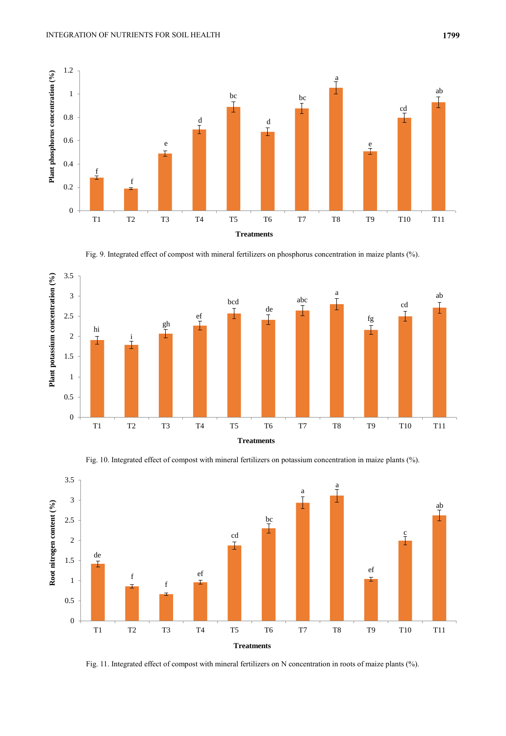Fig. 9. Integrated effect of compost with mineral fertilizers on phosphorus concentration in maize plants (%).

Fig. 10. Integrated effect of compost with mineral fertilizers on potassium concentration in maize plants (%).

Fig. 11. Integrated effect of compost with mineral fertilizers on N concentration in roots of maize plants (%).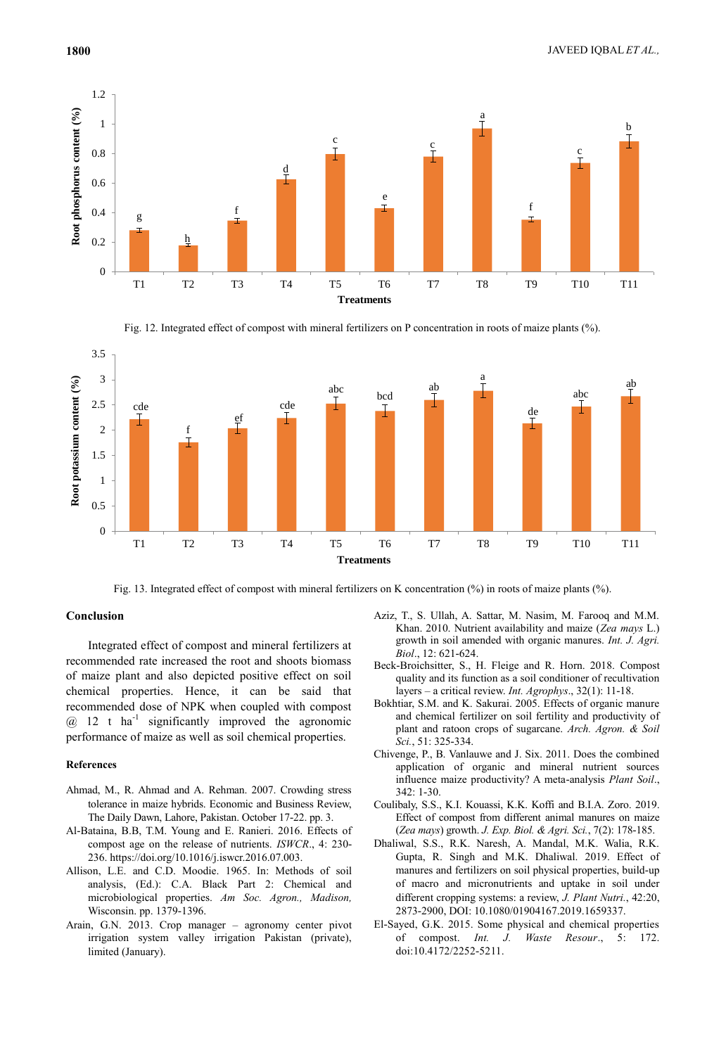Fig. 12. Integrated effect of compost with mineral fertilizers on P concentration in roots of maize plants (%).

Fig. 13. Integrated effect of compost with mineral fertilizers on K concentration (%) in roots of maize plants (%).

## Conclusion

Integrated effect of compost and mineral fertilizers at recommended rate increased the root and shoots biomass of maize plant and also depicted positive effect on soil chemical properties. Hence, it can be said that recommended dose of NPK when coupled with compost @ 12 t $ha^{-1}$ significantly improved the agronomic performance of maize as well as soil chemical properties.

## References

Ahmad, M., R. Ahmad and A. Rehman. 2007. Crowding stress tolerance in maize hybrids. Economic and Business Review, The Daily Dawn, Lahore, Pakistan. October 17-22. pp. 3.

Al-Bataina, B.B, T.M. Young and E. Ranieri. 2016. Effects of compost age on the release of nutrients. *ISWCR*., 4: 230-236. https://doi.org/10.1016/j.iswcr.2016.07.003.

Allison, L.E. and C.D. Moodie. 1965. In: Methods of soil analysis, (Ed.): C.A. Black Part 2: Chemical and microbiological properties. *Am Soc. Agron., Madison,* Wisconsin. pp. 1379-1396.

Arain, G.N. 2013. Crop manager – agronomy center pivot irrigation system valley irrigation Pakistan (private), limited (January).

Aziz, T., S. Ullah, A. Sattar, M. Nasim, M. Farooq and M.M. Khan. 2010. Nutrient availability and maize (*Zea mays* L.) growth in soil amended with organic manures. *Int. J. Agri. Biol*., 12: 621-624.

Beck-Broichsitter, S., H. Fleige and R. Horn. 2018. Compost quality and its function as a soil conditioner of recultivation layers – a critical review. *Int. Agrophys*., 32(1): 11-18.

Bokhtiar, S.M. and K. Sakurai. 2005. Effects of organic manure and chemical fertilizer on soil fertility and productivity of plant and ratoon crops of sugarcane. *Arch. Agron. & Soil Sci.*, 51: 325-334.

Chivenge, P., B. Vanlauwe and J. Six. 2011. Does the combined application of organic and mineral nutrient sources influence maize productivity? A meta-analysis *Plant Soil*., 342: 1-30.

Coulibaly, S.S., K.I. Kouassi, K.K. Koffi and B.I.A. Zoro. 2019. Effect of compost from different animal manures on maize (*Zea mays*) growth. *J. Exp. Biol. & Agri. Sci.*, 7(2): 178-185.

Dhaliwal, S.S., R.K. Naresh, A. Mandal, M.K. Walia, R.K. Gupta, R. Singh and M.K. Dhaliwal. 2019. Effect of manures and fertilizers on soil physical properties, build-up of macro and micronutrients and uptake in soil under different cropping systems: a review, *J. Plant Nutri.*, 42:20, 2873-2900, DOI: 10.1080/01904167.2019.1659337.

El-Sayed, G.K. 2015. Some physical and chemical properties of compost. *Int. J. Waste Resour*., 5: 172. doi:10.4172/2252-5211.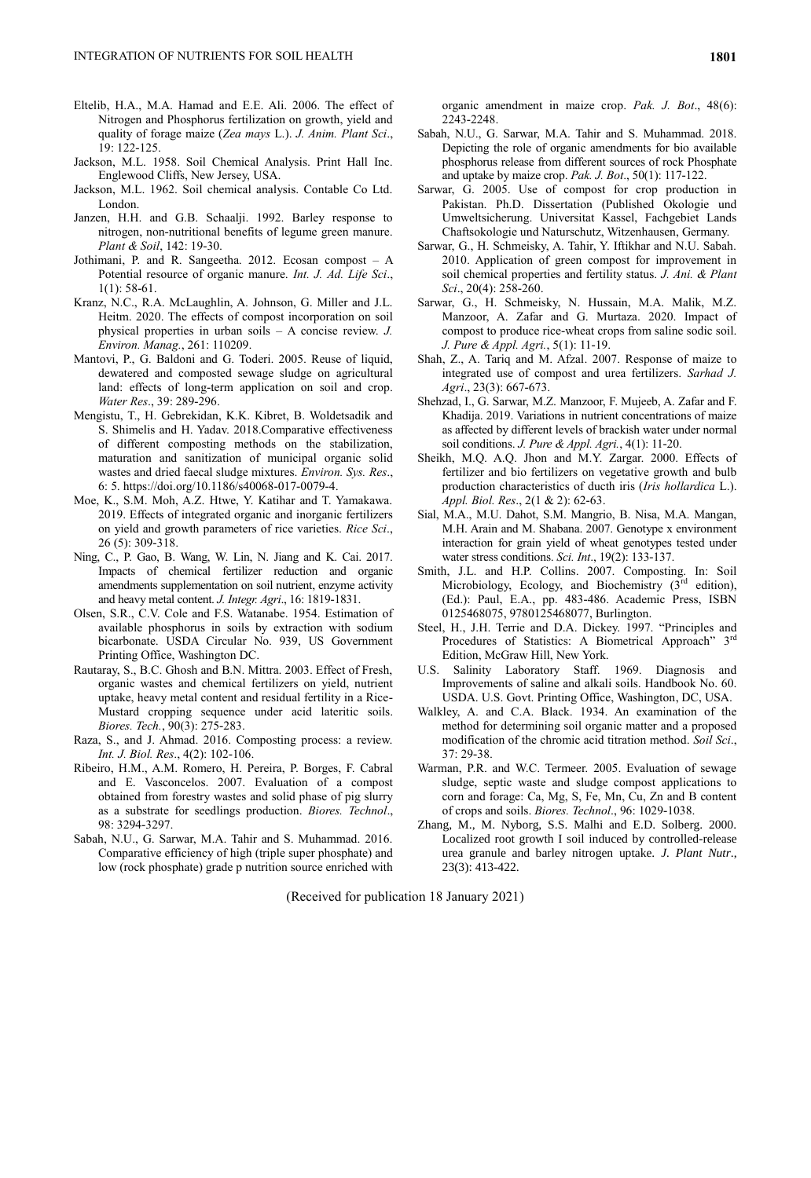Eltelib, H.A., M.A. Hamad and E.E. Ali. 2006. The effect of Nitrogen and Phosphorus fertilization on growth, yield and quality of forage maize (*Zea mays* L.). *J. Anim. Plant Sci*., 19: 122-125.

Jackson, M.L. 1958. Soil Chemical Analysis. Print Hall Inc. Englewood Cliffs, New Jersey, USA.

Jackson, M.L. 1962. Soil chemical analysis. Contable Co Ltd. London.

Janzen, H.H. and G.B. Schaalji. 1992. Barley response to nitrogen, non-nutritional benefits of legume green manure. *Plant & Soil*, 142: 19-30.

Jothimani, P. and R. Sangeetha. 2012. Ecosan compost – A Potential resource of organic manure. *Int. J. Ad. Life Sci*., 1(1): 58-61.

Kranz, N.C., R.A. McLaughlin, A. Johnson, G. Miller and J.L. Heitm. 2020. The effects of compost incorporation on soil physical properties in urban soils – A concise review. *J. Environ. Manag.*, 261: 110209.

Mantovi, P., G. Baldoni and G. Toderi. 2005. Reuse of liquid, dewatered and composted sewage sludge on agricultural land: effects of long-term application on soil and crop. *Water Res*., 39: 289-296.

Mengistu, T., H. Gebrekidan, K.K. Kibret, B. Woldetsadik and S. Shimelis and H. Yadav. 2018.Comparative effectiveness of different composting methods on the stabilization, maturation and sanitization of municipal organic solid wastes and dried faecal sludge mixtures. *Environ. Sys. Res*., 6: 5. https://doi.org/10.1186/s40068-017-0079-4.

Moe, K., S.M. Moh, A.Z. Htwe, Y. Katihar and T. Yamakawa. 2019. Effects of integrated organic and inorganic fertilizers on yield and growth parameters of rice varieties. *Rice Sci*., 26 (5): 309-318.

Ning, C., P. Gao, B. Wang, W. Lin, N. Jiang and K. Cai. 2017. Impacts of chemical fertilizer reduction and organic amendments supplementation on soil nutrient, enzyme activity and heavy metal content. *J. Integr. Agri*., 16: 1819-1831.

Olsen, S.R., C.V. Cole and F.S. Watanabe. 1954. Estimation of available phosphorus in soils by extraction with sodium bicarbonate. USDA Circular No. 939, US Government Printing Office, Washington DC.

Rautaray, S., B.C. Ghosh and B.N. Mittra. 2003. Effect of Fresh, organic wastes and chemical fertilizers on yield, nutrient uptake, heavy metal content and residual fertility in a Rice-Mustard cropping sequence under acid lateritic soils. *Biores. Tech.*, 90(3): 275-283.

Raza, S., and J. Ahmad. 2016. Composting process: a review. *Int. J. Biol. Res*., 4(2): 102-106.

Ribeiro, H.M., A.M. Romero, H. Pereira, P. Borges, F. Cabral and E. Vasconcelos. 2007. Evaluation of a compost obtained from forestry wastes and solid phase of pig slurry as a substrate for seedlings production. *Biores. Technol*., 98: 3294-3297.

Sabah, N.U., G. Sarwar, M.A. Tahir and S. Muhammad. 2016. Comparative efficiency of high (triple super phosphate) and low (rock phosphate) grade p nutrition source enriched with organic amendment in maize crop. *Pak. J. Bot*., 48(6): 2243-2248.

Sabah, N.U., G. Sarwar, M.A. Tahir and S. Muhammad. 2018. Depicting the role of organic amendments for bio available phosphorus release from different sources of rock Phosphate and uptake by maize crop. *Pak. J. Bot*., 50(1): 117-122.

Sarwar, G. 2005. Use of compost for crop production in Pakistan. Ph.D. Dissertation (Published Okologie und Umweltsicherung. Universitat Kassel, Fachgebiet Lands Chaftsokologie und Naturschutz, Witzenhausen, Germany.

Sarwar, G., H. Schmeisky, A. Tahir, Y. Iftikhar and N.U. Sabah. 2010. Application of green compost for improvement in soil chemical properties and fertility status. *J. Ani. & Plant Sci*., 20(4): 258-260.

Sarwar, G., H. Schmeisky, N. Hussain, M.A. Malik, M.Z. Manzoor, A. Zafar and G. Murtaza. 2020. Impact of compost to produce rice-wheat crops from saline sodic soil. *J. Pure & Appl. Agri.*, 5(1): 11-19.

Shah, Z., A. Tariq and M. Afzal. 2007. Response of maize to integrated use of compost and urea fertilizers. *Sarhad J. Agri*., 23(3): 667-673.

Shehzad, I., G. Sarwar, M.Z. Manzoor, F. Mujeeb, A. Zafar and F. Khadija. 2019. Variations in nutrient concentrations of maize as affected by different levels of brackish water under normal soil conditions. *J. Pure & Appl. Agri.*, 4(1): 11-20.

Sheikh, M.Q. A.Q. Jhon and M.Y. Zargar. 2000. Effects of fertilizer and bio fertilizers on vegetative growth and bulb production characteristics of ducth iris (*Iris hollardica* L.). *Appl. Biol. Res*., 2(1 & 2): 62-63.

Sial, M.A., M.U. Dahot, S.M. Mangrio, B. Nisa, M.A. Mangan, M.H. Arain and M. Shabana. 2007. Genotype x environment interaction for grain yield of wheat genotypes tested under water stress conditions. *Sci. Int*., 19(2): 133-137.

Smith, J.L. and H.P. Collins. 2007. Composting. In: Soil Microbiology, Ecology, and Biochemistry (3rd edition), (Ed.): Paul, E.A., pp. 483-486. Academic Press, ISBN 0125468075, 9780125468077, Burlington.

Steel, H., J.H. Terrie and D.A. Dickey. 1997. "Principles and Procedures of Statistics: A Biometrical Approach" 3rd Edition, McGraw Hill, New York.

U.S. Salinity Laboratory Staff. 1969. Diagnosis and Improvements of saline and alkali soils. Handbook No. 60. USDA. U.S. Govt. Printing Office, Washington, DC, USA.

Walkley, A. and C.A. Black. 1934. An examination of the method for determining soil organic matter and a proposed modification of the chromic acid titration method. *Soil Sci*., 37: 29-38.

Warman, P.R. and W.C. Termeer. 2005. Evaluation of sewage sludge, septic waste and sludge compost applications to corn and forage: Ca, Mg, S, Fe, Mn, Cu, Zn and B content of crops and soils. *Biores. Technol*., 96: 1029-1038.

Zhang, M., M. Nyborg, S.S. Malhi and E.D. Solberg. 2000. Localized root growth I soil induced by controlled-release urea granule and barley nitrogen uptake. *J. Plant Nutr.,* 23(3): 413-422.

(Received for publication 18 January 2021)